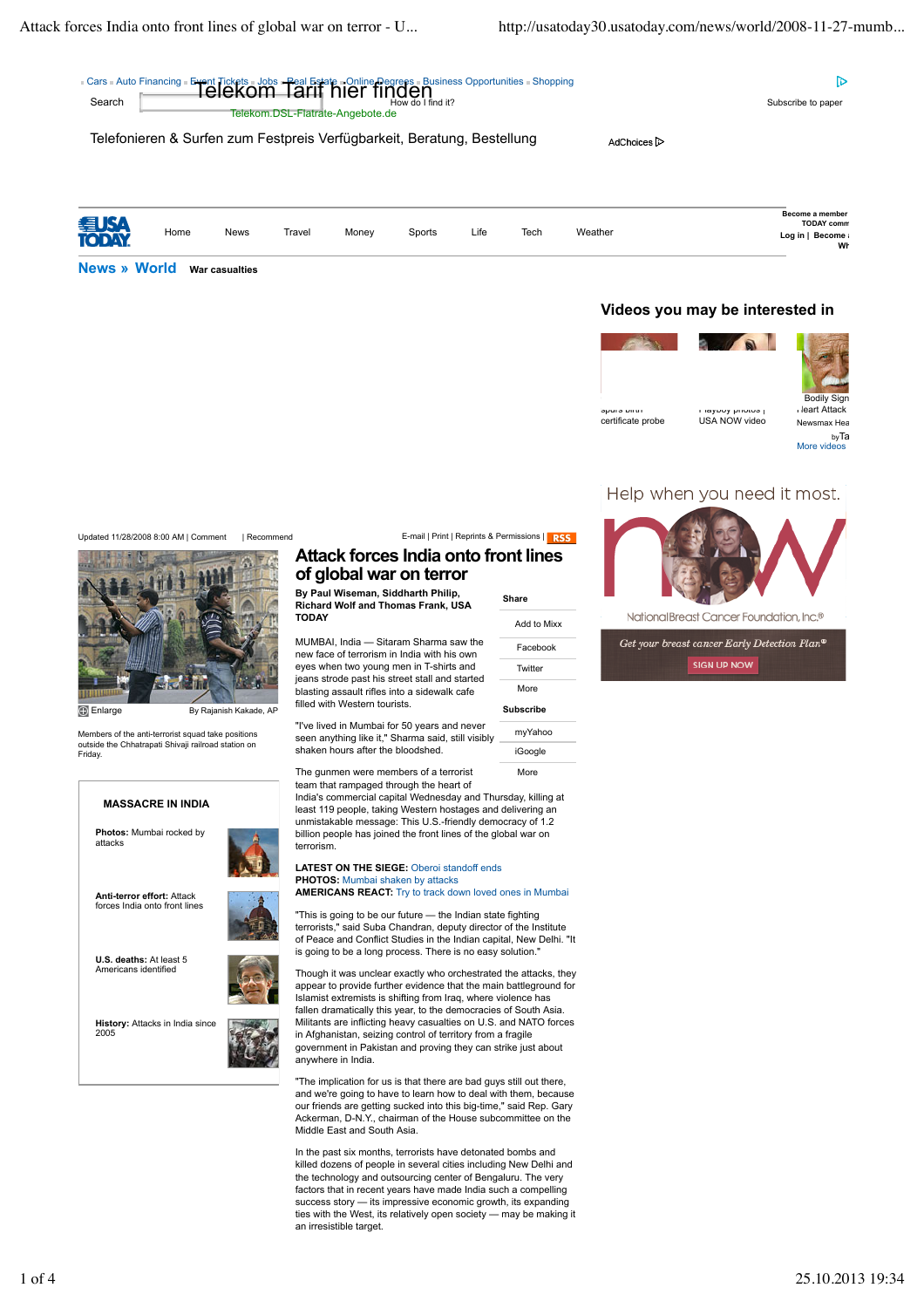# Attack forces India onto front lines of global war on terror

Updated 11/28/2008 8:00 AM

By Paul Wiseman, Siddharth Philip, Richard Wolf and Thomas Frank, USA TODAY

Members of the anti-terrorist squad take positions outside the Chhatrapati Shivaji railroad station on Friday.

By Rajanish Kakade, AP

MUMBAI, India — Sitaram Sharma saw the new face of terrorism in India with his own eyes when two young men in T-shirts and jeans strode past his street stall and started blasting assault rifles into a sidewalk cafe filled with Western tourists.

"I've lived in Mumbai for 50 years and never seen anything like it," Sharma said, still visibly shaken hours after the bloodshed.

The gunmen were members of a terrorist team that rampaged through the heart of India's commercial capital Wednesday and Thursday, killing at least 119 people, taking Western hostages and delivering an unmistakable message: This U.S.-friendly democracy of 1.2 billion people has joined the front lines of the global war on terrorism.

**LATEST ON THE SIEGE:** Oberoi standoff ends
**PHOTOS:** Mumbai shaken by attacks
**AMERICANS REACT:** Try to track down loved ones in Mumbai

"This is going to be our future — the Indian state fighting terrorists," said Suba Chandran, deputy director of the Institute of Peace and Conflict Studies in the Indian capital, New Delhi. "It is going to be a long process. There is no easy solution."

Though it was unclear exactly who orchestrated the attacks, they appear to provide further evidence that the main battleground for Islamist extremists is shifting from Iraq, where violence has fallen dramatically this year, to the democracies of South Asia. Militants are inflicting heavy casualties on U.S. and NATO forces in Afghanistan, seizing control of territory from a fragile government in Pakistan and proving they can strike just about anywhere in India.

"The implication for us is that there are bad guys still out there, and we're going to have to learn how to deal with them, because our friends are getting sucked into this big-time," said Rep. Gary Ackerman, D-N.Y., chairman of the House subcommittee on the Middle East and South Asia.

In the past six months, terrorists have detonated bombs and killed dozens of people in several cities including New Delhi and the technology and outsourcing center of Bengaluru. The very factors that in recent years have made India such a compelling success story — its impressive economic growth, its expanding ties with the West, its relatively open society — may be making it an irresistible target.

**MASSACRE IN INDIA**

**Photos:** Mumbai rocked by attacks

**Anti-terror effort:** Attack forces India onto front lines

**U.S. deaths:** At least 5 Americans identified

**History:** Attacks in India since 2005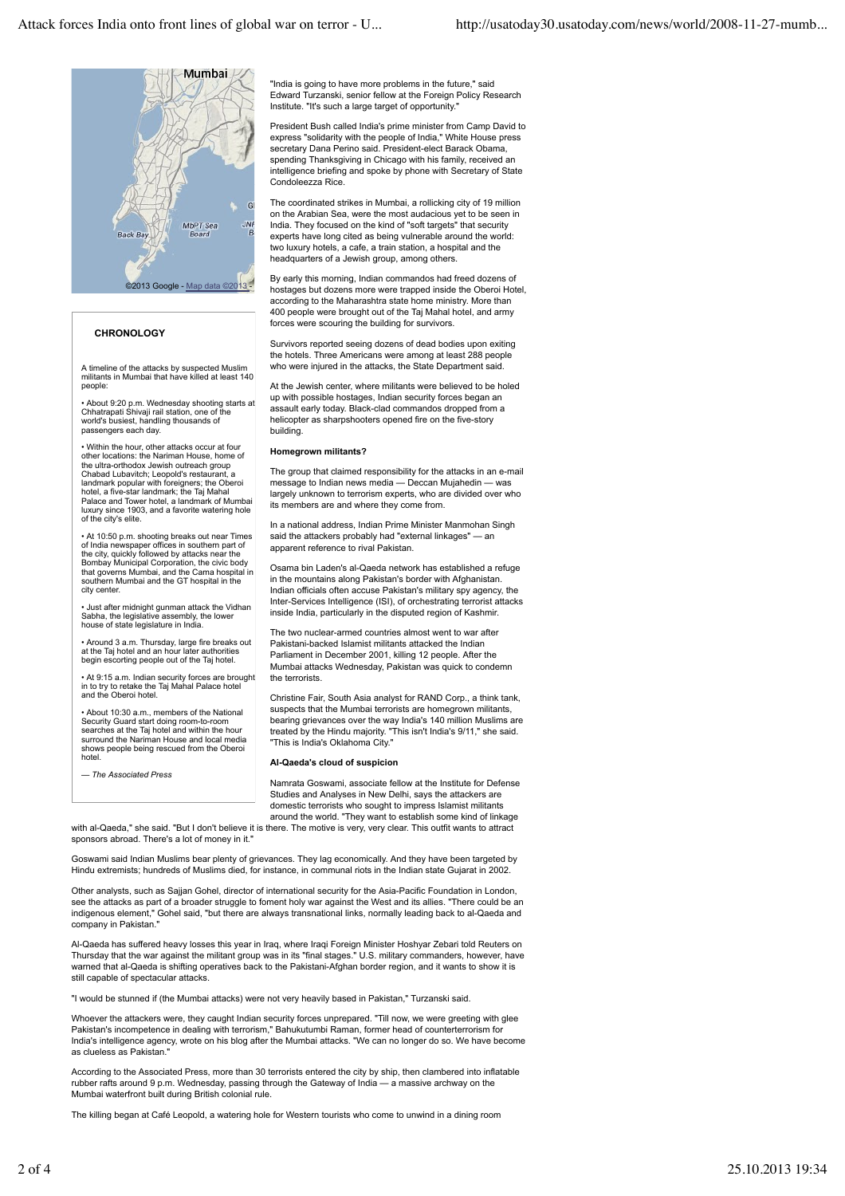### CHRONOLOGY

A timeline of the attacks by suspected Muslim militants in Mumbai that have killed at least 140 people:

- About 9:20 p.m. Wednesday shooting starts at Chhatrapati Shivaji rail station, one of the world's busiest, handling thousands of passengers each day.
- Within the hour, other attacks occur at four other locations: the Nariman House, home of the ultra-orthodox Jewish outreach group Chabad Lubavitch; Leopold's restaurant, a landmark popular with foreigners; the Oberoi hotel, a five-star landmark; the Taj Mahal Palace and Tower hotel, a landmark of Mumbai luxury since 1903, and a favorite watering hole of the city's elite.
- At 10:50 p.m. shooting breaks out near Times of India newspaper offices in southern part of the city, quickly followed by attacks near the Bombay Municipal Corporation, the civic body that governs Mumbai, and the Cama hospital in southern Mumbai and the GT hospital in the city center.
- Just after midnight gunman attack the Vidhan Sabha, the legislative assembly, the lower house of state legislature in India.
- Around 3 a.m. Thursday, large fire breaks out at the Taj hotel and an hour later authorities begin escorting people out of the Taj hotel.
- At 9:15 a.m. Indian security forces are brought in to try to retake the Taj Mahal Palace hotel and the Oberoi hotel.
- About 10:30 a.m., members of the National Security Guard start doing room-to-room searches at the Taj hotel and within the hour surround the Nariman House and local media shows people being rescued from the Oberoi hotel.

*— The Associated Press*

"India is going to have more problems in the future," said Edward Turzanski, senior fellow at the Foreign Policy Research Institute. "It's such a large target of opportunity."

President Bush called India's prime minister from Camp David to express "solidarity with the people of India," White House press secretary Dana Perino said. President-elect Barack Obama, spending Thanksgiving in Chicago with his family, received an intelligence briefing and spoke by phone with Secretary of State Condoleezza Rice.

The coordinated strikes in Mumbai, a rollicking city of 19 million on the Arabian Sea, were the most audacious yet to be seen in India. They focused on the kind of "soft targets" that security experts have long cited as being vulnerable around the world: two luxury hotels, a cafe, a train station, a hospital and the headquarters of a Jewish group, among others.

By early this morning, Indian commandos had freed dozens of hostages but dozens more were trapped inside the Oberoi Hotel, according to the Maharashtra state home ministry. More than 400 people were brought out of the Taj Mahal hotel, and army forces were scouring the building for survivors.

Survivors reported seeing dozens of dead bodies upon exiting the hotels. Three Americans were among at least 288 people who were injured in the attacks, the State Department said.

At the Jewish center, where militants were believed to be holed up with possible hostages, Indian security forces began an assault early today. Black-clad commandos dropped from a helicopter as sharpshooters opened fire on the five-story building.

### Homegrown militants?

The group that claimed responsibility for the attacks in an e-mail message to Indian news media — Deccan Mujahedin — was largely unknown to terrorism experts, who are divided over who its members are and where they come from.

In a national address, Indian Prime Minister Manmohan Singh said the attackers probably had "external linkages" — an apparent reference to rival Pakistan.

Osama bin Laden's al-Qaeda network has established a refuge in the mountains along Pakistan's border with Afghanistan. Indian officials often accuse Pakistan's military spy agency, the Inter-Services Intelligence (ISI), of orchestrating terrorist attacks inside India, particularly in the disputed region of Kashmir.

The two nuclear-armed countries almost went to war after Pakistani-backed Islamist militants attacked the Indian Parliament in December 2001, killing 12 people. After the Mumbai attacks Wednesday, Pakistan was quick to condemn the terrorists.

Christine Fair, South Asia analyst for RAND Corp., a think tank, suspects that the Mumbai terrorists are homegrown militants, bearing grievances over the way India's 140 million Muslims are treated by the Hindu majority. "This isn't India's 9/11," she said. "This is India's Oklahoma City."

### Al-Qaeda's cloud of suspicion

Namrata Goswami, associate fellow at the Institute for Defense Studies and Analyses in New Delhi, says the attackers are domestic terrorists who sought to impress Islamist militants around the world. "They want to establish some kind of linkage with al-Qaeda," she said. "But I don't believe it is there. The motive is very, very clear. This outfit wants to attract sponsors abroad. There's a lot of money in it."

Goswami said Indian Muslims bear plenty of grievances. They lag economically. And they have been targeted by Hindu extremists; hundreds of Muslims died, for instance, in communal riots in the Indian state Gujarat in 2002.

Other analysts, such as Sajjan Gohel, director of international security for the Asia-Pacific Foundation in London, see the attacks as part of a broader struggle to foment holy war against the West and its allies. "There could be an indigenous element," Gohel said, "but there are always transnational links, normally leading back to al-Qaeda and company in Pakistan."

Al-Qaeda has suffered heavy losses this year in Iraq, where Iraqi Foreign Minister Hoshyar Zebari told Reuters on Thursday that the war against the militant group was in its "final stages." U.S. military commanders, however, have warned that al-Qaeda is shifting operatives back to the Pakistani-Afghan border region, and it wants to show it is still capable of spectacular attacks.

"I would be stunned if (the Mumbai attacks) were not very heavily based in Pakistan," Turzanski said.

Whoever the attackers were, they caught Indian security forces unprepared. "Till now, we were greeting with glee Pakistan's incompetence in dealing with terrorism," Bahukutumbi Raman, former head of counterterrorism for India's intelligence agency, wrote on his blog after the Mumbai attacks. "We can no longer do so. We have become as clueless as Pakistan."

According to the Associated Press, more than 30 terrorists entered the city by ship, then clambered into inflatable rubber rafts around 9 p.m. Wednesday, passing through the Gateway of India — a massive archway on the Mumbai waterfront built during British colonial rule.

The killing began at Café Leopold, a watering hole for Western tourists who come to unwind in a dining room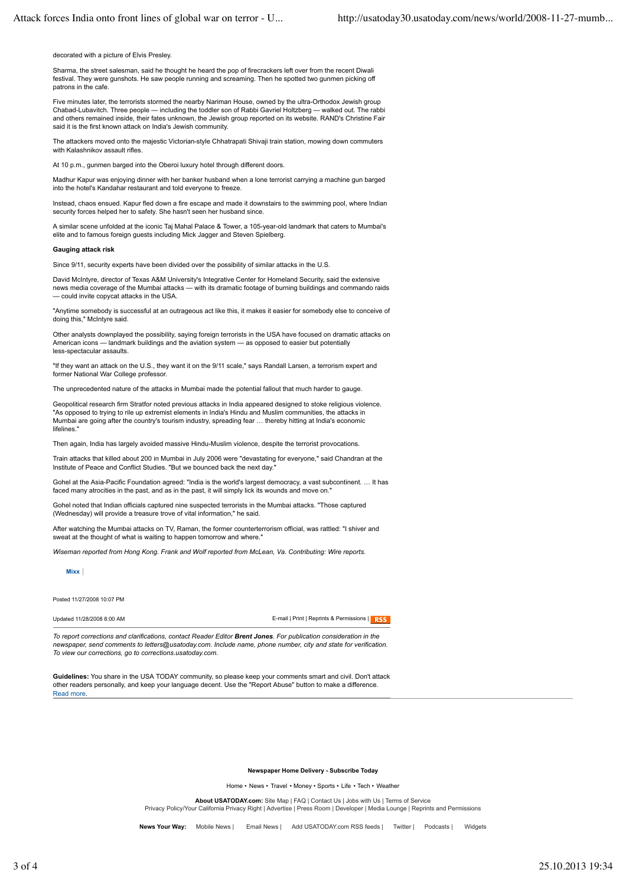decorated with a picture of Elvis Presley.

Sharma, the street salesman, said he thought he heard the pop of firecrackers left over from the recent Diwali festival. They were gunshots. He saw people running and screaming. Then he spotted two gunmen picking off patrons in the cafe.

Five minutes later, the terrorists stormed the nearby Nariman House, owned by the ultra-Orthodox Jewish group Chabad-Lubavitch. Three people — including the toddler son of Rabbi Gavriel Holtzberg — walked out. The rabbi and others remained inside, their fates unknown, the Jewish group reported on its website. RAND's Christine Fair said it is the first known attack on India's Jewish community.

The attackers moved onto the majestic Victorian-style Chhatrapati Shivaji train station, mowing down commuters with Kalashnikov assault rifles.

At 10 p.m., gunmen barged into the Oberoi luxury hotel through different doors.

Madhur Kapur was enjoying dinner with her banker husband when a lone terrorist carrying a machine gun barged into the hotel's Kandahar restaurant and told everyone to freeze.

Instead, chaos ensued. Kapur fled down a fire escape and made it downstairs to the swimming pool, where Indian security forces helped her to safety. She hasn't seen her husband since.

A similar scene unfolded at the iconic Taj Mahal Palace & Tower, a 105-year-old landmark that caters to Mumbai's elite and to famous foreign guests including Mick Jagger and Steven Spielberg.

**Gauging attack risk**

Since 9/11, security experts have been divided over the possibility of similar attacks in the U.S.

David McIntyre, director of Texas A&M University's Integrative Center for Homeland Security, said the extensive news media coverage of the Mumbai attacks — with its dramatic footage of burning buildings and commando raids — could invite copycat attacks in the USA.

"Anytime somebody is successful at an outrageous act like this, it makes it easier for somebody else to conceive of doing this," McIntyre said.

Other analysts downplayed the possibility, saying foreign terrorists in the USA have focused on dramatic attacks on American icons — landmark buildings and the aviation system — as opposed to easier but potentially less-spectacular assaults.

"If they want an attack on the U.S., they want it on the 9/11 scale," says Randall Larsen, a terrorism expert and former National War College professor.

The unprecedented nature of the attacks in Mumbai made the potential fallout that much harder to gauge.

Geopolitical research firm Stratfor noted previous attacks in India appeared designed to stoke religious violence. "As opposed to trying to rile up extremist elements in India's Hindu and Muslim communities, the attacks in Mumbai are going after the country's tourism industry, spreading fear … thereby hitting at India's economic lifelines."

Then again, India has largely avoided massive Hindu-Muslim violence, despite the terrorist provocations.

Train attacks that killed about 200 in Mumbai in July 2006 were "devastating for everyone," said Chandran at the Institute of Peace and Conflict Studies. "But we bounced back the next day."

Gohel at the Asia-Pacific Foundation agreed: "India is the world's largest democracy, a vast subcontinent. … It has faced many atrocities in the past, and as in the past, it will simply lick its wounds and move on."

Gohel noted that Indian officials captured nine suspected terrorists in the Mumbai attacks. "Those captured (Wednesday) will provide a treasure trove of vital information," he said.

After watching the Mumbai attacks on TV, Raman, the former counterterrorism official, was rattled: "I shiver and sweat at the thought of what is waiting to happen tomorrow and where."

*Wiseman reported from Hong Kong. Frank and Wolf reported from McLean, Va. Contributing: Wire reports.*

Mixx |

Posted 11/27/2008 10:07 PM

Updated 11/28/2008 8:00 AM

E-mail | Print | Reprints & Permissions | RSS

*To report corrections and clarifications, contact Reader Editor **Brent Jones**. For publication consideration in the newspaper, send comments to letters@usatoday.com. Include name, phone number, city and state for verification. To view our corrections, go to corrections.usatoday.com.*

**Guidelines:** You share in the USA TODAY community, so please keep your comments smart and civil. Don't attack other readers personally, and keep your language decent. Use the "Report Abuse" button to make a difference. Read more.

**Newspaper Home Delivery - Subscribe Today**

Home • News • Travel • Money • Sports • Life • Tech • Weather

**About USATODAY.com:** Site Map | FAQ | Contact Us | Jobs with Us | Terms of Service
Privacy Policy/Your California Privacy Right | Advertise | Press Room | Developer | Media Lounge | Reprints and Permissions

**News Your Way:** Mobile News | Email News | Add USATODAY.com RSS feeds | Twitter | Podcasts | Widgets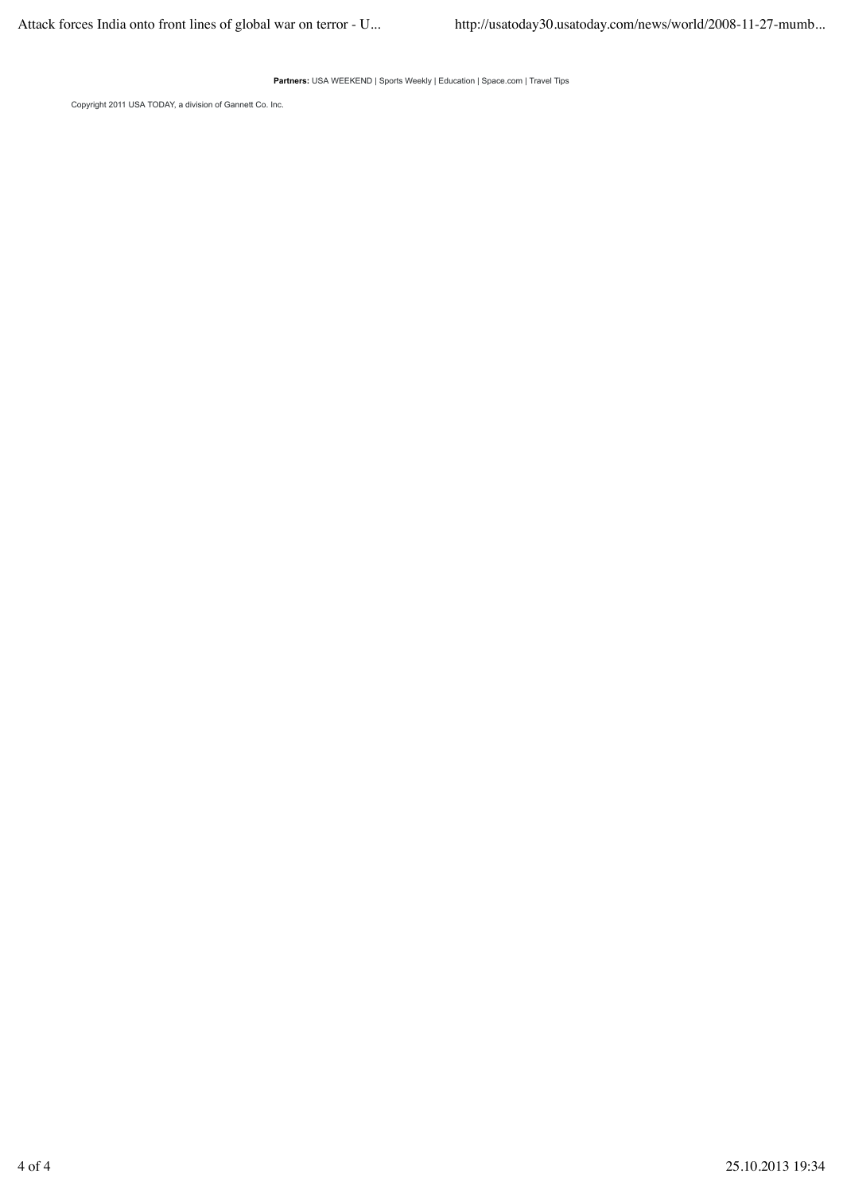**Partners:** USA WEEKEND | Sports Weekly | Education | Space.com | Travel Tips

Copyright 2011 USA TODAY, a division of Gannett Co. Inc.